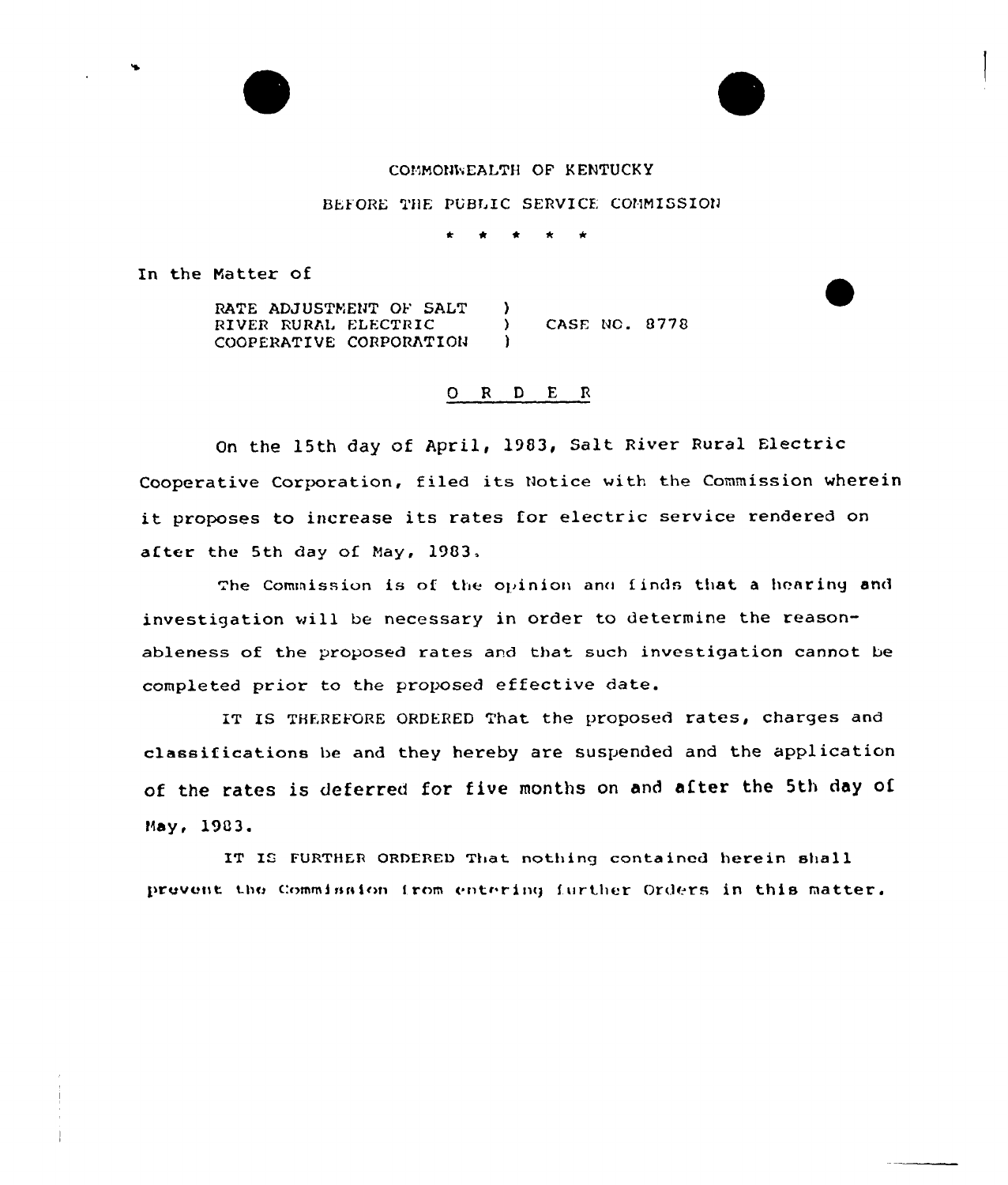COMMONWEALTH OF KENTUCKY

BEFORE THE PUBLIC SERVICE COMMISSION

\* \* \* \* \*

In the Matter of

RATE ADJUSTMENT OF SALT RIVER RURAL ELECTRIC COOPERATIVE CORPORATION ) CASE NO. 8778

## ORDER

On the 15th day of April, 1983, Salt River Rural Electric Cooperative Corporation, filed its Notice with the Commission wherein it proposes to increase its rates for electric service rendered on after the 5th day of May, 1983.

The Commission is of the opinion and finds that a hearing and investigation will be necessary in order to determine the reasonableness of the proposed rates and that such investigation cannot be completed prior to the proposed effective date.

IT IS THEREFORE ORDERED That the proposed rates, charges and classifications be and they hereby are suspended and the application of the rates is deferred for five months on and after the 5th day of May, 1983.

IT IS FURTHER ORDERED That nothing contained herein shall prevent the Commission from entering further Orders in this matter.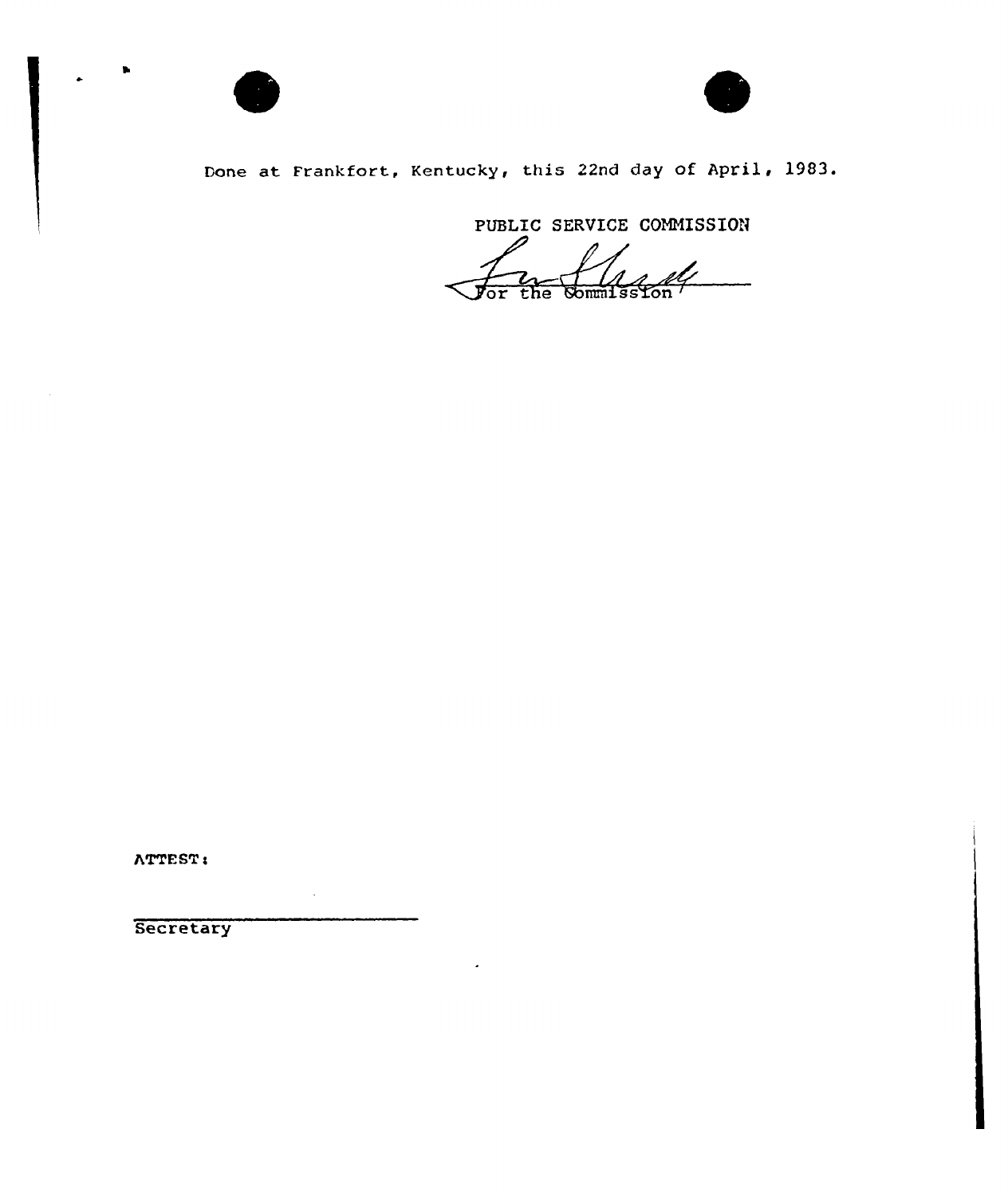Done at Frankfort, Kentucky, this 22nd day of April, 1983.

PUBLIC SERVICE COMMISSION

For the Commission

ATTEST:

Secretary